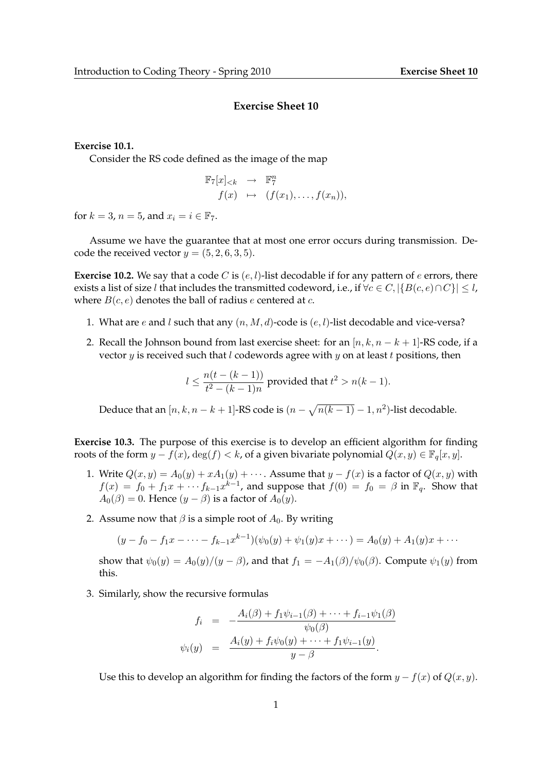# Exercise Sheet 10

**Exercise 10.1.**

Consider the RS code defined as the image of the map

$$\begin{array}{rcl} \mathbb{F}_7[x]_{<k} & \to & \mathbb{F}_7^n \\ f(x) & \mapsto & (f(x_1), \dots, f(x_n)), \end{array}$$

for $k = 3$, $n = 5$, and $x_i = i \in \mathbb{F}_7$.

Assume we have the guarantee that at most one error occurs during transmission. Decode the received vector $y = (5, 2, 6, 3, 5)$.

**Exercise 10.2.** We say that a code $C$ is $(e, l)$-list decodable if for any pattern of $e$ errors, there exists a list of size $l$ that includes the transmitted codeword, i.e., if $\forall c \in C, |\{B(c, e) \cap C\}| \leq l$, where $B(c, e)$ denotes the ball of radius $e$ centered at $c$.

1. What are $e$ and $l$ such that any $(n, M, d)$-code is $(e, l)$-list decodable and vice-versa?
2. Recall the Johnson bound from last exercise sheet: for an $[n, k, n-k+1]$-RS code, if a vector $y$ is received such that $l$ codewords agree with $y$ on at least $t$ positions, then

$$l \leq \frac{n(t-(k-1))}{t^2-(k-1)n} \text{ provided that } t^2 > n(k-1).$$

Deduce that an $[n, k, n-k+1]$-RS code is $(n - \sqrt{n(k-1)} - 1, n^2)$-list decodable.

**Exercise 10.3.** The purpose of this exercise is to develop an efficient algorithm for finding roots of the form $y - f(x)$, $\deg(f) < k$, of a given bivariate polynomial $Q(x, y) \in \mathbb{F}_q[x, y]$.

1. Write $Q(x, y) = A_0(y) + xA_1(y) + \cdots$. Assume that $y - f(x)$ is a factor of $Q(x, y)$ with $f(x) = f_0 + f_1 x + \cdots f_{k-1}x^{k-1}$, and suppose that $f(0) = f_0 = \beta$ in $\mathbb{F}_q$. Show that $A_0(\beta) = 0$. Hence $(y - \beta)$ is a factor of $A_0(y)$.
2. Assume now that $\beta$ is a simple root of $A_0$. By writing

$$(y - f_0 - f_1 x - \cdots - f_{k-1}x^{k-1})(\psi_0(y) + \psi_1(y)x + \cdots) = A_0(y) + A_1(y)x + \cdots$$

show that $\psi_0(y) = A_0(y)/(y - \beta)$, and that $f_1 = -A_1(\beta)/\psi_0(\beta)$. Compute $\psi_1(y)$ from this.

3. Similarly, show the recursive formulas

$$\begin{array}{rcl} f_i & = & -\dfrac{A_i(\beta) + f_1\psi_{i-1}(\beta) + \cdots + f_{i-1}\psi_1(\beta)}{\psi_0(\beta)} \\ \psi_i(y) & = & \dfrac{A_i(y) + f_i\psi_0(y) + \cdots + f_1\psi_{i-1}(y)}{y - \beta}. \end{array}$$

Use this to develop an algorithm for finding the factors of the form $y - f(x)$ of $Q(x, y)$.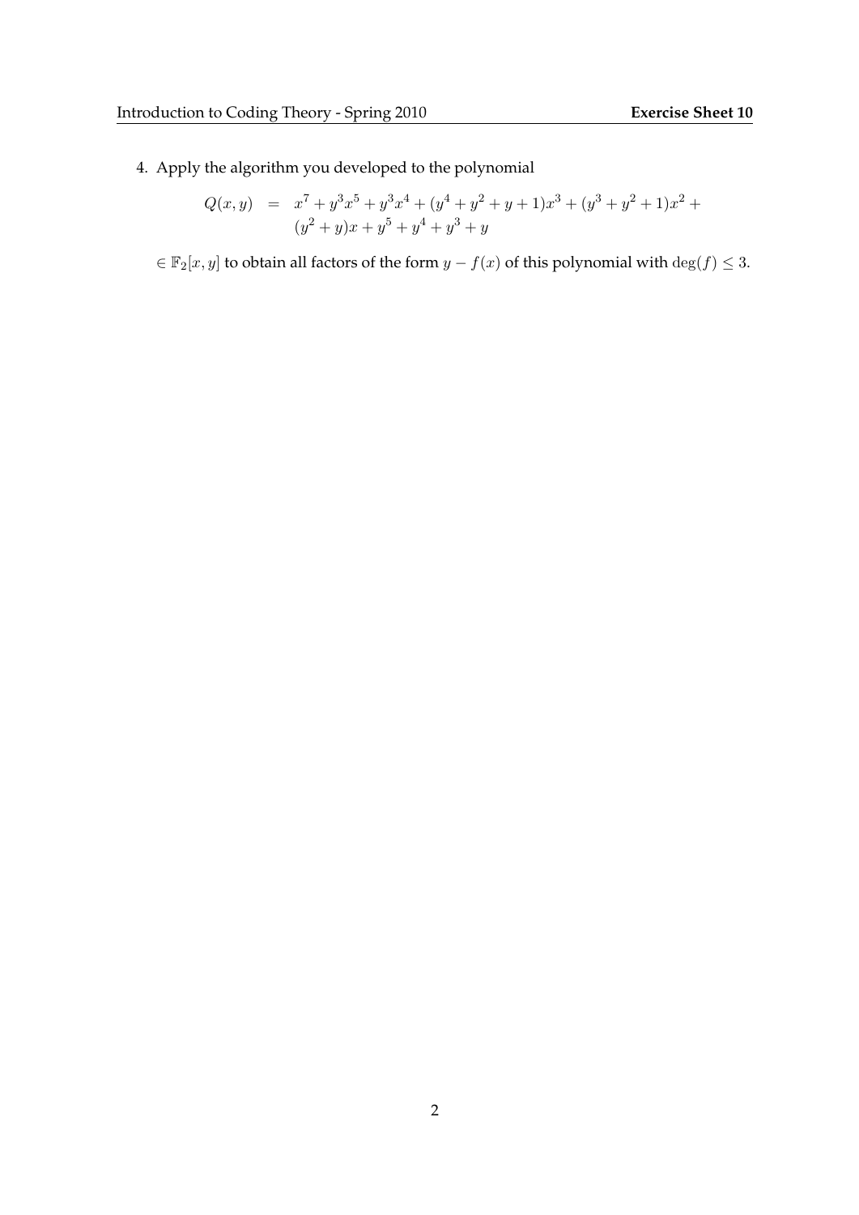4. Apply the algorithm you developed to the polynomial

$$
\begin{aligned}
Q(x, y) \quad &= \quad x^7 + y^3 x^5 + y^3 x^4 + (y^4 + y^2 + y + 1)x^3 + (y^3 + y^2 + 1)x^2 + \\
&\quad\quad (y^2 + y)x + y^5 + y^4 + y^3 + y
\end{aligned}
$$

$\in \mathbb{F}_2[x, y]$ to obtain all factors of the form $y - f(x)$ of this polynomial with $\deg(f) \leq 3$.